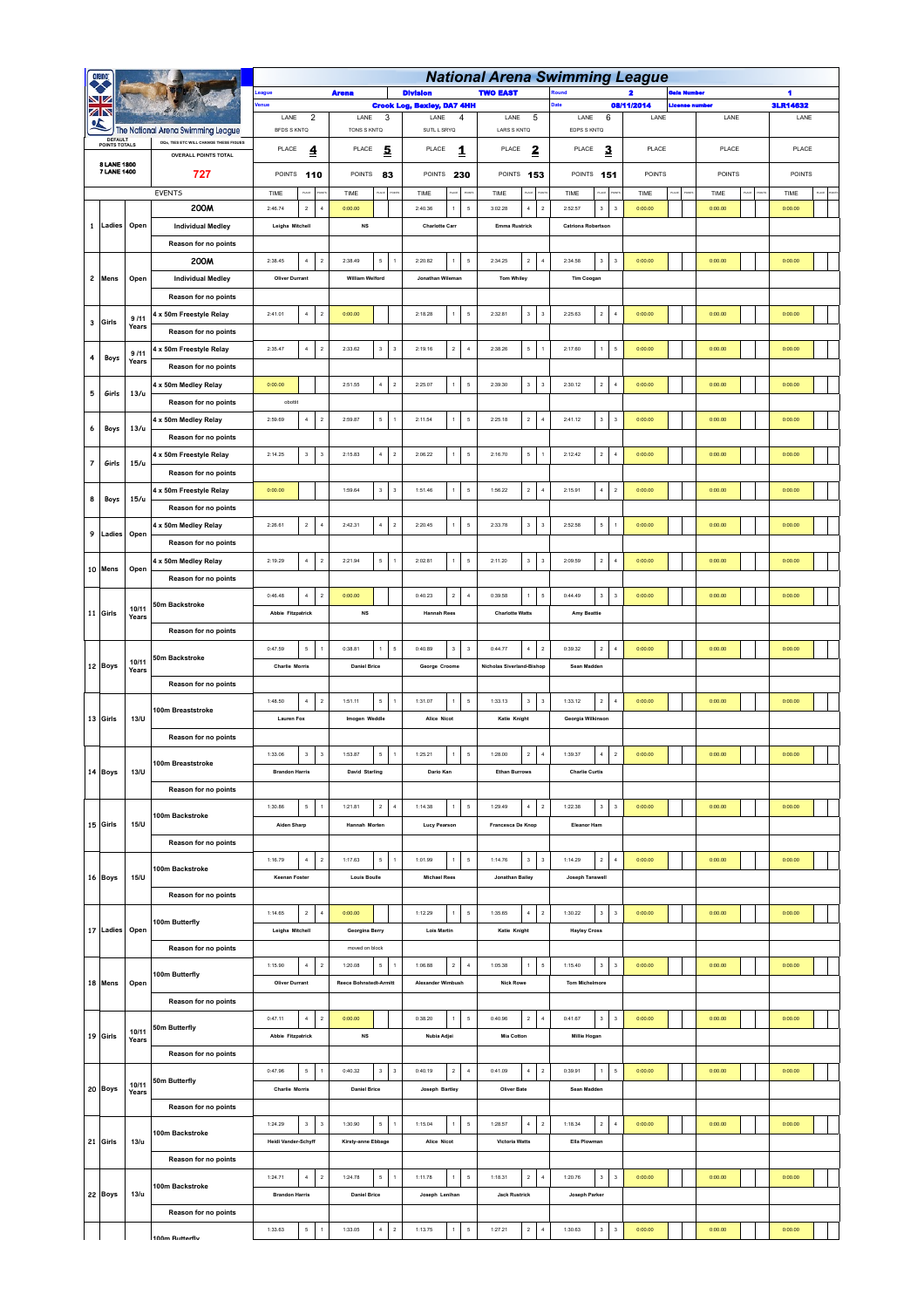# National Arena Swimming League

| League | Arena | Division | TWO EAST | Round | 2 | Gala Number | 1 |
|---|---|---|---|---|---|---|---|
| Venue | Crook Log, Bexley, DA7 4HH | | | Date | 08/11/2014 | License number | 3LR14632 |

The National Arena Swimming League

DEFAULT POINTS TOTALS: 8 LANE 1800, 7 LANE 1400

DQs, TIES ETC WILL CHANGE THESE FIGURES

OVERALL POINTS TOTAL: 727

| | LANE 2 | LANE 3 | LANE 4 | LANE 5 | LANE 6 | LANE | LANE | LANE |
|---|---|---|---|---|---|---|---|---|
| | BFDS S KNTQ | TONS S KNTQ | SUTL L SRYQ | LARS S KNTQ | EDPS S KNTQ | | | |
| PLACE | 4 | 5 | 1 | 2 | 3 | | | |
| POINTS | 110 | 83 | 230 | 153 | 151 | | | |

| No | Gender | Age | Event | L2 Time | L2 Place | L2 Pts | L3 Time | L3 Place | L3 Pts | L4 Time | L4 Place | L4 Pts | L5 Time | L5 Place | L5 Pts | L6 Time | L6 Place | L6 Pts | L7 Time | L8 Time | L9 Time |
|---|---|---|---|---|---|---|---|---|---|---|---|---|---|---|---|---|---|---|---|---|---|
| 1 | Ladies | Open | 200M Individual Medley | 2:46.74 | 2 | 4 | 0:00.00 | | | 2:40.36 | 1 | 5 | 3:02.28 | 4 | 2 | 2:52.57 | 3 | 3 | 0:00.00 | 0:00.00 | 0:00.00 |
| | | | | Leigha Mitchell | | | NS | | | Charlotte Carr | | | Emma Rustrick | | | Catriona Robertson | | | | | |
| | | | Reason for no points | | | | | | | | | | | | | | | | | | |
| 2 | Mens | Open | 200M Individual Medley | 2:38.45 | 4 | 2 | 2:38.49 | 5 | 1 | 2:20.82 | 1 | 5 | 2:34.25 | 2 | 4 | 2:34.58 | 3 | 3 | 0:00.00 | 0:00.00 | 0:00.00 |
| | | | | Oliver Durrant | | | William Welford | | | Jonathan Wiseman | | | Tom Whiley | | | Tim Coogan | | | | | |
| | | | Reason for no points | | | | | | | | | | | | | | | | | | |
| 3 | Girls | 9/11 Years | 4 x 50m Freestyle Relay | 2:41.01 | 4 | 2 | 0:00.00 | | | 2:18.28 | 1 | 5 | 2:32.81 | 3 | 3 | 2:25.63 | 2 | 4 | 0:00.00 | 0:00.00 | 0:00.00 |
| | | | Reason for no points | | | | | | | | | | | | | | | | | | |
| 4 | Boys | 9/11 Years | 4 x 50m Freestyle Relay | 2:35.47 | 4 | 2 | 2:33.62 | 3 | 3 | 2:19.16 | 2 | 4 | 2:38.26 | 5 | 1 | 2:17.60 | 1 | 5 | 0:00.00 | 0:00.00 | 0:00.00 |
| | | | Reason for no points | | | | | | | | | | | | | | | | | | |
| 5 | Girls | 13/u | 4 x 50m Medley Relay | 0:00.00 | | | 2:51.55 | 4 | 2 | 2:25.07 | 1 | 5 | 2:39.30 | 3 | 3 | 2:30.12 | 2 | 4 | 0:00.00 | 0:00.00 | 0:00.00 |
| | | | Reason for no points | obotbl | | | | | | | | | | | | | | | | | |
| 6 | Boys | 13/u | 4 x 50m Medley Relay | 2:59.69 | 4 | 2 | 2:59.87 | 5 | 1 | 2:11.54 | 1 | 5 | 2:25.18 | 2 | 4 | 2:41.12 | 3 | 3 | 0:00.00 | 0:00.00 | 0:00.00 |
| | | | Reason for no points | | | | | | | | | | | | | | | | | | |
| 7 | Girls | 15/u | 4 x 50m Freestyle Relay | 2:14.25 | 3 | 3 | 2:15.83 | 4 | 2 | 2:06.22 | 1 | 5 | 2:16.70 | 5 | 1 | 2:12.42 | 2 | 4 | 0:00.00 | 0:00.00 | 0:00.00 |
| | | | Reason for no points | | | | | | | | | | | | | | | | | | |
| 8 | Boys | 15/u | 4 x 50m Freestyle Relay | 0:00.00 | | | 1:59.64 | 3 | 3 | 1:51.46 | 1 | 5 | 1:56.22 | 2 | 4 | 2:15.91 | 4 | 2 | 0:00.00 | 0:00.00 | 0:00.00 |
| | | | Reason for no points | | | | | | | | | | | | | | | | | | |
| 9 | Ladies | Open | 4 x 50m Medley Relay | 2:28.61 | 2 | 4 | 2:42.31 | 4 | 2 | 2:20.45 | 1 | 5 | 2:33.78 | 3 | 3 | 2:52.58 | 5 | 1 | 0:00.00 | 0:00.00 | 0:00.00 |
| | | | Reason for no points | | | | | | | | | | | | | | | | | | |
| 10 | Mens | Open | 4 x 50m Medley Relay | 2:19.29 | 4 | 2 | 2:21.94 | 5 | 1 | 2:02.81 | 1 | 5 | 2:11.20 | 3 | 3 | 2:09.59 | 2 | 4 | 0:00.00 | 0:00.00 | 0:00.00 |
| | | | Reason for no points | | | | | | | | | | | | | | | | | | |
| 11 | Girls | 10/11 Years | 50m Backstroke | 0:46.48 | 4 | 2 | 0:00.00 | | | 0:40.23 | 2 | 4 | 0:39.58 | 1 | 5 | 0:44.49 | 3 | 3 | 0:00.00 | 0:00.00 | 0:00.00 |
| | | | | Abbie Fitzpatrick | | | NS | | | Hannah Rees | | | Charlotte Watts | | | Amy Beattie | | | | | |
| | | | Reason for no points | | | | | | | | | | | | | | | | | | |
| 12 | Boys | 10/11 Years | 50m Backstroke | 0:47.59 | 5 | 1 | 0:38.81 | 1 | 5 | 0:40.89 | 3 | 3 | 0:44.77 | 4 | 2 | 0:39.32 | 2 | 4 | 0:00.00 | 0:00.00 | 0:00.00 |
| | | | | Charlie Morris | | | Daniel Brice | | | George Croome | | | Nicholas Siverland-Bishop | | | Sean Madden | | | | | |
| | | | Reason for no points | | | | | | | | | | | | | | | | | | |
| 13 | Girls | 13/U | 100m Breaststroke | 1:48.50 | 4 | 2 | 1:51.11 | 5 | 1 | 1:31.07 | 1 | 5 | 1:33.13 | 3 | 3 | 1:33.12 | 2 | 4 | 0:00.00 | 0:00.00 | 0:00.00 |
| | | | | Lauren Fox | | | Imogen Weddle | | | Alice Nicot | | | Katie Knight | | | Georgia Wilkinson | | | | | |
| | | | Reason for no points | | | | | | | | | | | | | | | | | | |
| 14 | Boys | 13/U | 100m Breaststroke | 1:33.06 | 3 | 3 | 1:53.87 | 5 | 1 | 1:25.21 | 1 | 5 | 1:28.00 | 2 | 4 | 1:39.37 | 4 | 2 | 0:00.00 | 0:00.00 | 0:00.00 |
| | | | | Brandon Harris | | | David Starling | | | Dario Kan | | | Ethan Burrows | | | Charlie Curtis | | | | | |
| | | | Reason for no points | | | | | | | | | | | | | | | | | | |
| 15 | Girls | 15/U | 100m Backstroke | 1:30.86 | 5 | 1 | 1:21.81 | 2 | 4 | 1:14.38 | 1 | 5 | 1:29.49 | 4 | 2 | 1:22.38 | 3 | 3 | 0:00.00 | 0:00.00 | 0:00.00 |
| | | | | Aiden Sharp | | | Hannah Morten | | | Lucy Pearson | | | Francesca De Knop | | | Eleanor Ham | | | | | |
| | | | Reason for no points | | | | | | | | | | | | | | | | | | |
| 16 | Boys | 15/U | 100m Backstroke | 1:16.79 | 4 | 2 | 1:17.63 | 5 | 1 | 1:01.99 | 1 | 5 | 1:14.76 | 3 | 3 | 1:14.29 | 2 | 4 | 0:00.00 | 0:00.00 | 0:00.00 |
| | | | | Keenan Foster | | | Louis Boulle | | | Michael Rees | | | Jonathan Bailey | | | Joseph Tanswell | | | | | |
| | | | Reason for no points | | | | | | | | | | | | | | | | | | |
| 17 | Ladies | Open | 100m Butterfly | 1:14.65 | 2 | 4 | 0:00.00 | | | 1:12.29 | 1 | 5 | 1:35.65 | 4 | 2 | 1:30.22 | 3 | 3 | 0:00.00 | 0:00.00 | 0:00.00 |
| | | | | Leigha Mitchell | | | Georgina Berry | | | Lois Martin | | | Katie Knight | | | Hayley Cross | | | | | |
| | | | Reason for no points | | | | moved on block | | | | | | | | | | | | | | |
| 18 | Mens | Open | 100m Butterfly | 1:15.90 | 4 | 2 | 1:20.08 | 5 | 1 | 1:06.88 | 2 | 4 | 1:05.38 | 1 | 5 | 1:15.40 | 3 | 3 | 0:00.00 | 0:00.00 | 0:00.00 |
| | | | | Oliver Durrant | | | Reece Bohnstedt-Armitt | | | Alexander Wimbush | | | Nick Rowe | | | Tom Michelmore | | | | | |
| | | | Reason for no points | | | | | | | | | | | | | | | | | | |
| 19 | Girls | 10/11 Years | 50m Butterfly | 0:47.11 | 4 | 2 | 0:00.00 | | | 0:38.20 | 1 | 5 | 0:40.96 | 2 | 4 | 0:41.67 | 3 | 3 | 0:00.00 | 0:00.00 | 0:00.00 |
| | | | | Abbie Fitzpatrick | | | NS | | | Nubia Adjei | | | Mia Cotton | | | Millie Hogan | | | | | |
| | | | Reason for no points | | | | | | | | | | | | | | | | | | |
| 20 | Boys | 10/11 Years | 50m Butterfly | 0:47.96 | 5 | 1 | 0:40.32 | 3 | 3 | 0:40.19 | 2 | 4 | 0:41.09 | 4 | 2 | 0:39.91 | 1 | 5 | 0:00.00 | 0:00.00 | 0:00.00 |
| | | | | Charlie Morris | | | Daniel Brice | | | Joseph Bartley | | | Oliver Bate | | | Sean Madden | | | | | |
| | | | Reason for no points | | | | | | | | | | | | | | | | | | |
| 21 | Girls | 13/u | 100m Backstroke | 1:24.29 | 3 | 3 | 1:30.90 | 5 | 1 | 1:15.04 | 1 | 5 | 1:28.57 | 4 | 2 | 1:18.34 | 2 | 4 | 0:00.00 | 0:00.00 | 0:00.00 |
| | | | | Heidi Vander-Schyff | | | Kirsty-anne Ebbage | | | Alice Nicot | | | Victoria Watts | | | Ella Plowman | | | | | |
| | | | Reason for no points | | | | | | | | | | | | | | | | | | |
| 22 | Boys | 13/u | 100m Backstroke | 1:24.71 | 4 | 2 | 1:24.78 | 5 | 1 | 1:11.78 | 1 | 5 | 1:18.31 | 2 | 4 | 1:20.76 | 3 | 3 | 0:00.00 | 0:00.00 | 0:00.00 |
| | | | | Brandon Harris | | | Daniel Brice | | | Joseph Lenihan | | | Jack Rustrick | | | Joseph Parker | | | | | |
| | | | Reason for no points | | | | | | | | | | | | | | | | | | |
| | | | 100m Butterfly | 1:33.63 | 5 | 1 | 1:33.05 | 4 | 2 | 1:13.75 | 1 | 5 | 1:27.21 | 2 | 4 | 1:30.63 | 3 | 3 | 0:00.00 | 0:00.00 | 0:00.00 |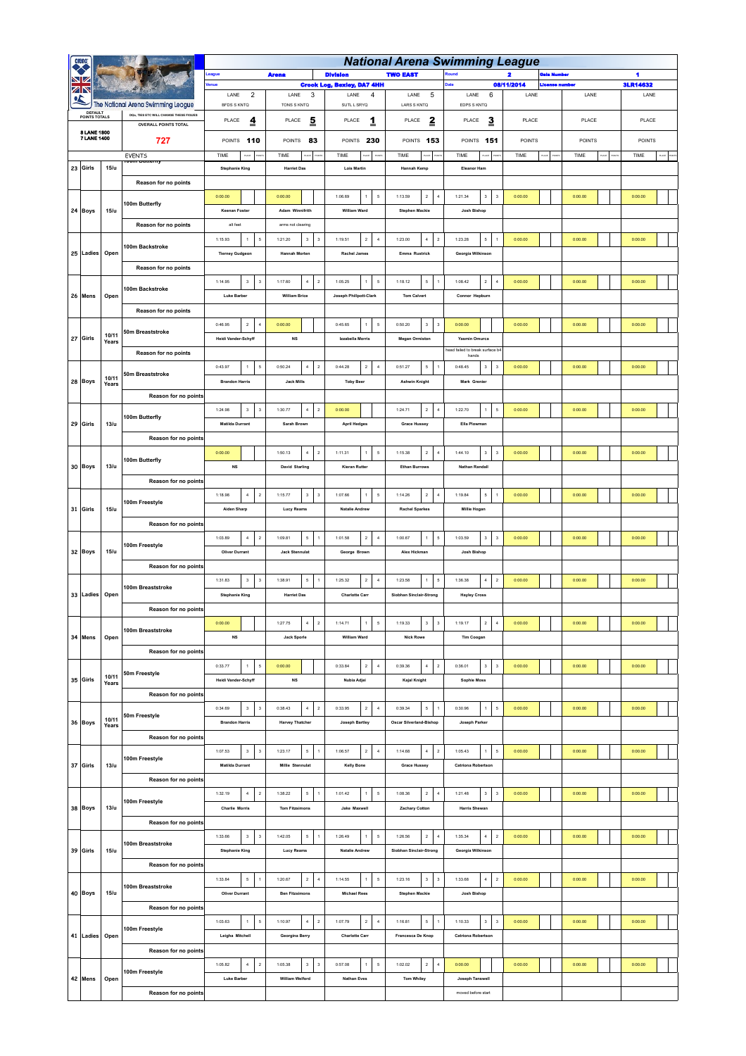# National Arena Swimming League

| League | Arena | Division | TWO EAST | Round | 2 | Gala Number | 1 |
|---|---|---|---|---|---|---|---|
| Venue | Crook Log, Bexley, DA7 4HH | | | Date | 08/11/2014 | Licence number | 3LR14632 |

The National Arena Swimming League

DEFAULT POINTS TOTALS: 8 LANE 1800, 7 LANE 1400

DQs, TIES ETC WILL CHANGE THESE FIGURES

OVERALL POINTS TOTAL: 727

| | LANE 2 | LANE 3 | LANE 4 | LANE 5 | LANE 6 | LANE | LANE | LANE |
|---|---|---|---|---|---|---|---|---|
| | BFDS S KNTQ | TONS S KNTQ | SUTL L SRYQ | LARS S KNTQ | EDPS S KNTQ | | | |
| PLACE | 4 | 5 | 1 | 2 | 3 | | | |
| POINTS | 110 | 83 | 230 | 153 | 151 | | | |

| No. | Gender | Age | EVENTS | Lane 2 Time | Pl | Pts | Lane 3 Time | Pl | Pts | Lane 4 Time | Pl | Pts | Lane 5 Time | Pl | Pts | Lane 6 Time | Pl | Pts | Lane Time | Lane Time | Lane Time |
|---|---|---|---|---|---|---|---|---|---|---|---|---|---|---|---|---|---|---|---|---|---|
| 23 | Girls | 15/u | 100m Butterfly | Stephanie King | | | Harriet Das | | | Lois Martin | | | Hannah Kemp | | | Eleanor Ham | | | | | |
| | | | Reason for no points | | | | | | | | | | | | | | | | | | |
| | | | | 0:00.00 | | | 0:00.00 | | | 1:06.69 | 1 | 5 | 1:13.59 | 2 | 4 | 1:21.34 | 3 | 3 | 0:00.00 | 0:00.00 | 0:00.00 |
| 24 | Boys | 15/u | 100m Butterfly | Keenan Foster | | | Adam Winnifrith | | | William Ward | | | Stephen Mackie | | | Josh Bishop | | | | | |
| | | | Reason for no points | all feet | | | arms not clearing | | | | | | | | | | | | | | |
| | | | | 1:15.93 | 1 | 5 | 1:21.20 | 3 | 3 | 1:19.51 | 2 | 4 | 1:23.00 | 4 | 2 | 1:23.28 | 5 | 1 | 0:00.00 | 0:00.00 | 0:00.00 |
| 25 | Ladies | Open | 100m Backstroke | Tierney Gudgeon | | | Hannah Morten | | | Rachel James | | | Emma Rustrick | | | Georgia Wilkinson | | | | | |
| | | | Reason for no points | | | | | | | | | | | | | | | | | | |
| | | | | 1:14.95 | 3 | 3 | 1:17.60 | 4 | 2 | 1:05.25 | 1 | 5 | 1:18.12 | 5 | 1 | 1:08.42 | 2 | 4 | 0:00.00 | 0:00.00 | 0:00.00 |
| 26 | Mens | Open | 100m Backstroke | Luke Barber | | | William Brice | | | Joseph Phillpott-Clark | | | Tom Calvert | | | Connor Hepburn | | | | | |
| | | | Reason for no points | | | | | | | | | | | | | | | | | | |
| | | | | 0:46.95 | 2 | 4 | 0:00.00 | | | 0:45.65 | 1 | 5 | 0:50.20 | 3 | 3 | 0:00.00 | | | 0:00.00 | 0:00.00 | 0:00.00 |
| 27 | Girls | 10/11 Years | 50m Breaststroke | Heidi Vander-Schyff | | | NS | | | Izzabella Morris | | | Megan Ormiston | | | Yasmin Omurca | | | | | |
| | | | Reason for no points | | | | | | | | | | | | | head failed to break surface b4 hands | | | | | |
| | | | | 0:43.97 | 1 | 5 | 0:50.24 | 4 | 2 | 0:44.28 | 2 | 4 | 0:51.27 | 5 | 1 | 0:48.45 | 3 | 3 | 0:00.00 | 0:00.00 | 0:00.00 |
| 28 | Boys | 10/11 Years | 50m Breaststroke | Brandon Harris | | | Jack Mills | | | Toby Beer | | | Ashwin Knight | | | Mark Grenier | | | | | |
| | | | Reason for no points | | | | | | | | | | | | | | | | | | |
| | | | | 1:24.98 | 3 | 3 | 1:30.77 | 4 | 2 | 0:00.00 | | | 1:24.71 | 2 | 4 | 1:22.70 | 1 | 5 | 0:00.00 | 0:00.00 | 0:00.00 |
| 29 | Girls | 13/u | 100m Butterfly | Matilda Durrant | | | Sarah Brown | | | April Hedges | | | Grace Hussey | | | Ella Plowman | | | | | |
| | | | Reason for no points | | | | | | | | | | | | | | | | | | |
| | | | | 0:00.00 | | | 1:50.13 | 4 | 2 | 1:11.31 | 1 | 5 | 1:15.38 | 2 | 4 | 1:44.10 | 3 | 3 | 0:00.00 | 0:00.00 | 0:00.00 |
| 30 | Boys | 13/u | 100m Butterfly | NS | | | David Starling | | | Kieran Rutter | | | Ethan Burrows | | | Nathan Randall | | | | | |
| | | | Reason for no points | | | | | | | | | | | | | | | | | | |
| | | | | 1:18.98 | 4 | 2 | 1:15.77 | 3 | 3 | 1:07.66 | 1 | 5 | 1:14.26 | 2 | 4 | 1:19.84 | 5 | 1 | 0:00.00 | 0:00.00 | 0:00.00 |
| 31 | Girls | 15/u | 100m Freestyle | Aiden Sharp | | | Lucy Reams | | | Natalie Andrew | | | Rachel Sparkes | | | Millie Hogan | | | | | |
| | | | Reason for no points | | | | | | | | | | | | | | | | | | |
| | | | | 1:03.89 | 4 | 2 | 1:09.81 | 5 | 1 | 1:01.58 | 2 | 4 | 1:00.67 | 1 | 5 | 1:03.59 | 3 | 3 | 0:00.00 | 0:00.00 | 0:00.00 |
| 32 | Boys | 15/u | 100m Freestyle | Oliver Durrant | | | Jack Stennulat | | | George Brown | | | Alex Hickman | | | Josh Bishop | | | | | |
| | | | Reason for no points | | | | | | | | | | | | | | | | | | |
| | | | | 1:31.83 | 3 | 3 | 1:38.91 | 5 | 1 | 1:25.32 | 2 | 4 | 1:23.58 | 1 | 5 | 1:36.38 | 4 | 2 | 0:00.00 | 0:00.00 | 0:00.00 |
| 33 | Ladies | Open | 100m Breaststroke | Stephanie King | | | Harriet Das | | | Charlotte Carr | | | Siobhan Sinclair-Strong | | | Hayley Cross | | | | | |
| | | | Reason for no points | | | | | | | | | | | | | | | | | | |
| | | | | 0:00.00 | | | 1:27.75 | 4 | 2 | 1:14.71 | 1 | 5 | 1:19.33 | 3 | 3 | 1:19.17 | 2 | 4 | 0:00.00 | 0:00.00 | 0:00.00 |
| 34 | Mens | Open | 100m Breaststroke | NS | | | Jack Sporle | | | William Ward | | | Nick Rowe | | | Tim Coogan | | | | | |
| | | | Reason for no points | | | | | | | | | | | | | | | | | | |
| | | | | 0:33.77 | 1 | 5 | 0:00.00 | | | 0:33.84 | 2 | 4 | 0:39.36 | 4 | 2 | 0:36.01 | 3 | 3 | 0:00.00 | 0:00.00 | 0:00.00 |
| 35 | Girls | 10/11 Years | 50m Freestyle | Heidi Vander-Schyff | | | NS | | | Nubia Adjei | | | Kajal Knight | | | Sophie Moss | | | | | |
| | | | Reason for no points | | | | | | | | | | | | | | | | | | |
| | | | | 0:34.69 | 3 | 3 | 0:38.43 | 4 | 2 | 0:33.95 | 2 | 4 | 0:39.34 | 5 | 1 | 0:30.96 | 1 | 5 | 0:00.00 | 0:00.00 | 0:00.00 |
| 36 | Boys | 10/11 Years | 50m Freestyle | Brandon Harris | | | Harvey Thatcher | | | Joseph Bentley | | | Oscar Silverland-Bishop | | | Joseph Parker | | | | | |
| | | | Reason for no points | | | | | | | | | | | | | | | | | | |
| | | | | 1:07.53 | 3 | 3 | 1:23.17 | 5 | 1 | 1:06.57 | 2 | 4 | 1:14.68 | 4 | 2 | 1:05.43 | 1 | 5 | 0:00.00 | 0:00.00 | 0:00.00 |
| 37 | Girls | 13/u | 100m Freestyle | Matilda Durrant | | | Millie Stennulat | | | Kelly Bone | | | Grace Hussey | | | Catriona Robertson | | | | | |
| | | | Reason for no points | | | | | | | | | | | | | | | | | | |
| | | | | 1:32.19 | 4 | 2 | 1:38.22 | 5 | 1 | 1:01.42 | 1 | 5 | 1:08.36 | 2 | 4 | 1:21.48 | 3 | 3 | 0:00.00 | 0:00.00 | 0:00.00 |
| 38 | Boys | 13/u | 100m Freestyle | Charlie Morris | | | Tom Fitzsimons | | | Jake Maxwell | | | Zachary Cotton | | | Harris Shewan | | | | | |
| | | | Reason for no points | | | | | | | | | | | | | | | | | | |
| | | | | 1:33.66 | 3 | 3 | 1:42.05 | 5 | 1 | 1:26.49 | 1 | 5 | 1:26.56 | 2 | 4 | 1:35.34 | 4 | 2 | 0:00.00 | 0:00.00 | 0:00.00 |
| 39 | Girls | 15/u | 100m Breaststroke | Stephanie King | | | Lucy Reams | | | Natalie Andrew | | | Siobhan Sinclair-Strong | | | Georgia Wilkinson | | | | | |
| | | | Reason for no points | | | | | | | | | | | | | | | | | | |
| | | | | 1:33.84 | 5 | 1 | 1:20.67 | 2 | 4 | 1:14.55 | 1 | 5 | 1:23.16 | 3 | 3 | 1:33.68 | 4 | 2 | 0:00.00 | 0:00.00 | 0:00.00 |
| 40 | Boys | 15/u | 100m Breaststroke | Oliver Durrant | | | Ben Fitzsimons | | | Michael Rees | | | Stephen Mackie | | | Josh Bishop | | | | | |
| | | | Reason for no points | | | | | | | | | | | | | | | | | | |
| | | | | 1:03.63 | 1 | 5 | 1:10.97 | 4 | 2 | 1:07.79 | 2 | 4 | 1:16.81 | 5 | 1 | 1:10.33 | 3 | 3 | 0:00.00 | 0:00.00 | 0:00.00 |
| 41 | Ladies | Open | 100m Freestyle | Leigha Mitchell | | | Georgina Berry | | | Charlotte Carr | | | Francesca De Knop | | | Catriona Robertson | | | | | |
| | | | Reason for no points | | | | | | | | | | | | | | | | | | |
| | | | | 1:05.82 | 4 | 2 | 1:05.38 | 3 | 3 | 0:57.08 | 1 | 5 | 1:02.02 | 2 | 4 | 0:00.00 | | | 0:00.00 | 0:00.00 | 0:00.00 |
| 42 | Mens | Open | 100m Freestyle | Luke Barber | | | William Welford | | | Nathan Eves | | | Tom Whiley | | | Joseph Tanawell | | | | | |
| | | | Reason for no points | | | | | | | | | | | | | moved before start | | | | | |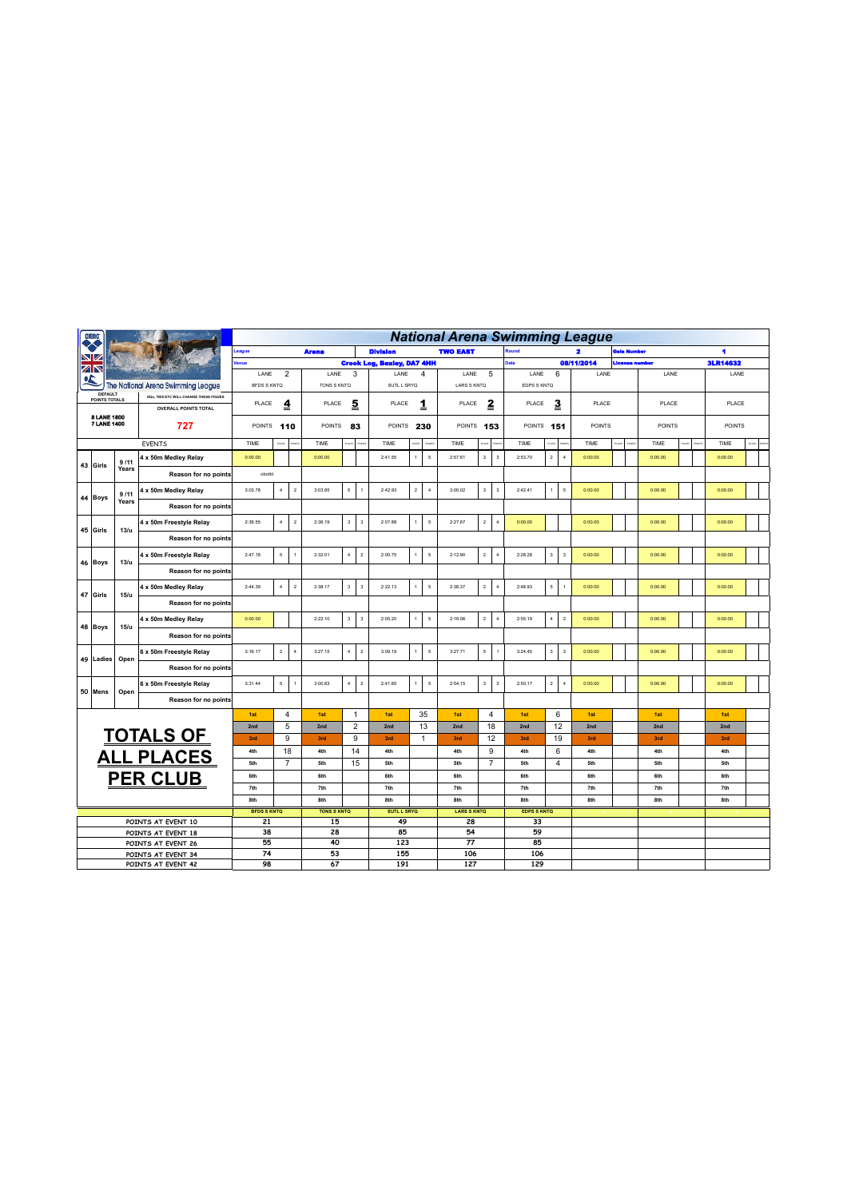# National Arena Swimming League

| | | | | | | | | | |
|---|---|---|---|---|---|---|---|---|---|
| League | Arena | Division | TWO EAST | Round | 2 | Gala Number | | 1 | |
| Venue | | Crook Log, Bexley, DA7 4HH | | Date | 08/11/2014 | License number | | 3LR14632 | |

The National Arena Swimming League

DEFAULT POINTS TOTALS: 8 LANE 1800, 7 LANE 1400

DQs, TIES ETC WILL CHANGE THESE FIGURES

OVERALL POINTS TOTAL: 727

| | LANE 2 | LANE 3 | LANE 4 | LANE 5 | LANE 6 | LANE | LANE | LANE |
|---|---|---|---|---|---|---|---|---|
| Club | BFDS S KNTQ | TONS S KNTQ | SUTL L SRYQ | LARS S KNTQ | EDPS S KNTQ | | | |
| PLACE | 4 | 5 | 1 | 2 | 3 | | | |
| POINTS | 110 | 83 | 230 | 153 | 151 | | | |

| No. | Gender | Age | Event | Lane 2 Time | Place | Points | Lane 3 Time | Place | Points | Lane 4 Time | Place | Points | Lane 5 Time | Place | Points | Lane 6 Time | Place | Points | Lane Time | Place | Points | Lane Time | Place | Points | Lane Time | Place | Points |
|---|---|---|---|---|---|---|---|---|---|---|---|---|---|---|---|---|---|---|---|---|---|---|---|---|---|---|---|
| 43 | Girls | 9 /11 Years | 4 x 50m Medley Relay | 0:00.00 | | | 0:00.00 | | | 2:41.55 | 1 | 5 | 2:57.61 | 3 | 3 | 2:53.70 | 2 | 4 | 0:00.00 | | | 0:00.00 | | | 0:00.00 | | |
| | | | Reason for no points | obotiti | | | | | | | | | | | | | | | | | | | | | | | |
| 44 | Boys | 9 /11 Years | 4 x 50m Medley Relay | 3:03.78 | 4 | 2 | 3:03.85 | 5 | 1 | 2:42.93 | 2 | 4 | 3:00.02 | 3 | 3 | 2:42.41 | 1 | 5 | 0:00.00 | | | 0:00.00 | | | 0:00.00 | | |
| | | | Reason for no points | | | | | | | | | | | | | | | | | | | | | | | | |
| 45 | Girls | 13/u | 4 x 50m Freestyle Relay | 2:36.55 | 4 | 2 | 2:36.19 | 3 | 3 | 2:07.88 | 1 | 5 | 2:27.67 | 2 | 4 | 0:00.00 | | | 0:00.00 | | | 0:00.00 | | | 0:00.00 | | |
| | | | Reason for no points | | | | | | | | | | | | | | | | | | | | | | | | |
| 46 | Boys | 13/u | 4 x 50m Freestyle Relay | 2:47.18 | 5 | 1 | 2:32.01 | 4 | 2 | 2:00.75 | 1 | 5 | 2:12.90 | 2 | 4 | 2:28.28 | 3 | 3 | 0:00.00 | | | 0:00.00 | | | 0:00.00 | | |
| | | | Reason for no points | | | | | | | | | | | | | | | | | | | | | | | | |
| 47 | Girls | 15/u | 4 x 50m Medley Relay | 2:44.39 | 4 | 2 | 2:38.17 | 3 | 3 | 2:22.13 | 1 | 5 | 2:36.37 | 2 | 4 | 2:48.93 | 5 | 1 | 0:00.00 | | | 0:00.00 | | | 0:00.00 | | |
| | | | Reason for no points | | | | | | | | | | | | | | | | | | | | | | | | |
| 48 | Boys | 15/u | 4 x 50m Medley Relay | 0:00.00 | | | 2:22.10 | 3 | 3 | 2:05.20 | 1 | 5 | 2:16.06 | 2 | 4 | 2:55.19 | 4 | 2 | 0:00.00 | | | 0:00.00 | | | 0:00.00 | | |
| | | | Reason for no points | | | | | | | | | | | | | | | | | | | | | | | | |
| 49 | Ladies | Open | 6 x 50m Freestyle Relay | 3:16.17 | 2 | 4 | 3:27.15 | 4 | 2 | 3:09.19 | 1 | 5 | 3:27.71 | 5 | 1 | 3:24.45 | 3 | 3 | 0:00.00 | | | 0:00.00 | | | 0:00.00 | | |
| | | | Reason for no points | | | | | | | | | | | | | | | | | | | | | | | | |
| 50 | Mens | Open | 6 x 50m Freestyle Relay | 3:31.44 | 5 | 1 | 3:00.83 | 4 | 2 | 2:41.85 | 1 | 5 | 2:54.15 | 3 | 3 | 2:50.17 | 2 | 4 | 0:00.00 | | | 0:00.00 | | | 0:00.00 | | |
| | | | Reason for no points | | | | | | | | | | | | | | | | | | | | | | | | |

## TOTALS OF ALL PLACES PER CLUB

| Place | BFDS S KNTQ | TONS S KNTQ | SUTL L SRYQ | LARS S KNTQ | EDPS S KNTQ | | | |
|---|---|---|---|---|---|---|---|---|
| 1st | 4 | 1 | 35 | 4 | 6 | | | |
| 2nd | 5 | 2 | 13 | 18 | 12 | | | |
| 3rd | 9 | 9 | 1 | 12 | 19 | | | |
| 4th | 18 | 14 | | 9 | 6 | | | |
| 5th | 7 | 15 | | 7 | 4 | | | |
| 6th | | | | | | | | |
| 7th | | | | | | | | |
| 8th | | | | | | | | |

| | BFDS S KNTQ | TONS S KNTQ | SUTL L SRYQ | LARS S KNTQ | EDPS S KNTQ | | | |
|---|---|---|---|---|---|---|---|---|
| POINTS AT EVENT 10 | 21 | 15 | 49 | 28 | 33 | | | |
| POINTS AT EVENT 18 | 38 | 28 | 85 | 54 | 59 | | | |
| POINTS AT EVENT 26 | 55 | 40 | 123 | 77 | 85 | | | |
| POINTS AT EVENT 34 | 74 | 53 | 155 | 106 | 106 | | | |
| POINTS AT EVENT 42 | 98 | 67 | 191 | 127 | 129 | | | |